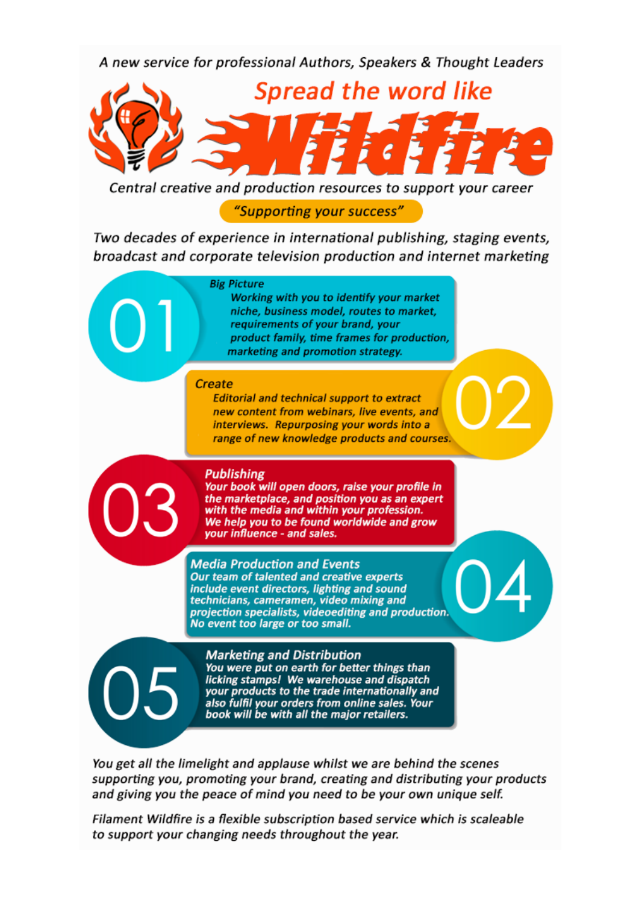*A new service for professional Authors, Speakers & Thought Leaders*

# Spread the word like Wildfire

*Central creative and production resources to support your career*

*"Supporting your success"*

*Two decades of experience in international publishing, staging events, broadcast and corporate television production and internet marketing*

## 01 Big Picture

Working with you to identify your market niche, business model, routes to market, requirements of your brand, your product family, time frames for production, marketing and promotion strategy.

## 02 Create

Editorial and technical support to extract new content from webinars, live events, and interviews. Repurposing your words into a range of new knowledge products and courses.

## 03 Publishing

Your book will open doors, raise your profile in the marketplace, and position you as an expert with the media and within your profession. We help you to be found worldwide and grow your influence - and sales.

## 04 Media Production and Events

Our team of talented and creative experts include event directors, lighting and sound technicians, cameramen, video mixing and projection specialists, videoediting and production. No event too large or too small.

## 05 Marketing and Distribution

You were put on earth for better things than licking stamps! We warehouse and dispatch your products to the trade internationally and also fulfil your orders from online sales. Your book will be with all the major retailers.

*You get all the limelight and applause whilst we are behind the scenes supporting you, promoting your brand, creating and distributing your products and giving you the peace of mind you need to be your own unique self.*

*Filament Wildfire is a flexible subscription based service which is scaleable to support your changing needs throughout the year.*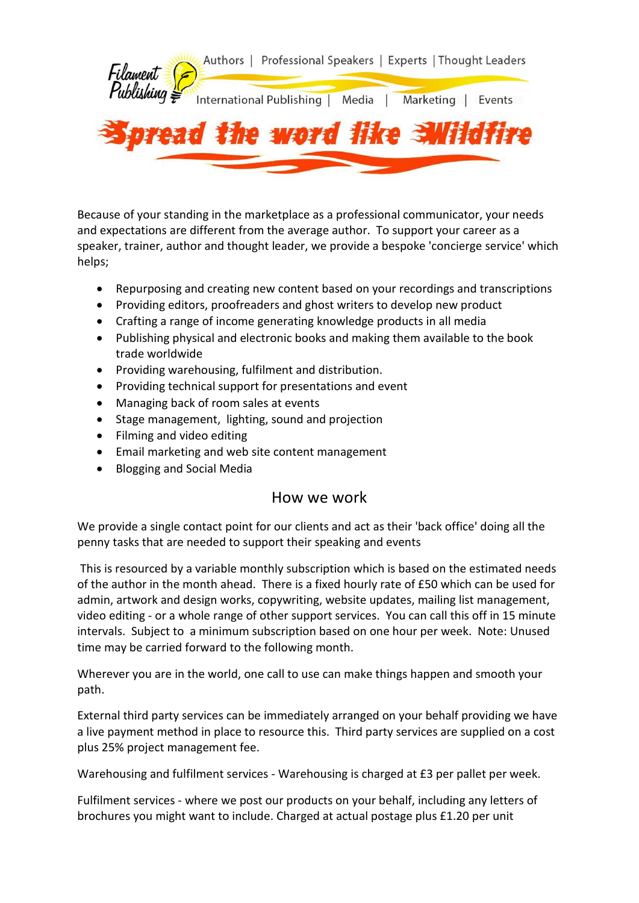Filament Publishing

Authors | Professional Speakers | Experts | Thought Leaders

International Publishing | Media | Marketing | Events

# Spread the word like Wildfire

Because of your standing in the marketplace as a professional communicator, your needs and expectations are different from the average author. To support your career as a speaker, trainer, author and thought leader, we provide a bespoke 'concierge service' which helps;

- Repurposing and creating new content based on your recordings and transcriptions
- Providing editors, proofreaders and ghost writers to develop new product
- Crafting a range of income generating knowledge products in all media
- Publishing physical and electronic books and making them available to the book trade worldwide
- Providing warehousing, fulfilment and distribution.
- Providing technical support for presentations and event
- Managing back of room sales at events
- Stage management, lighting, sound and projection
- Filming and video editing
- Email marketing and web site content management
- Blogging and Social Media

## How we work

We provide a single contact point for our clients and act as their 'back office' doing all the penny tasks that are needed to support their speaking and events

This is resourced by a variable monthly subscription which is based on the estimated needs of the author in the month ahead. There is a fixed hourly rate of £50 which can be used for admin, artwork and design works, copywriting, website updates, mailing list management, video editing - or a whole range of other support services. You can call this off in 15 minute intervals. Subject to a minimum subscription based on one hour per week. Note: Unused time may be carried forward to the following month.

Wherever you are in the world, one call to use can make things happen and smooth your path.

External third party services can be immediately arranged on your behalf providing we have a live payment method in place to resource this. Third party services are supplied on a cost plus 25% project management fee.

Warehousing and fulfilment services - Warehousing is charged at £3 per pallet per week.

Fulfilment services - where we post our products on your behalf, including any letters of brochures you might want to include. Charged at actual postage plus £1.20 per unit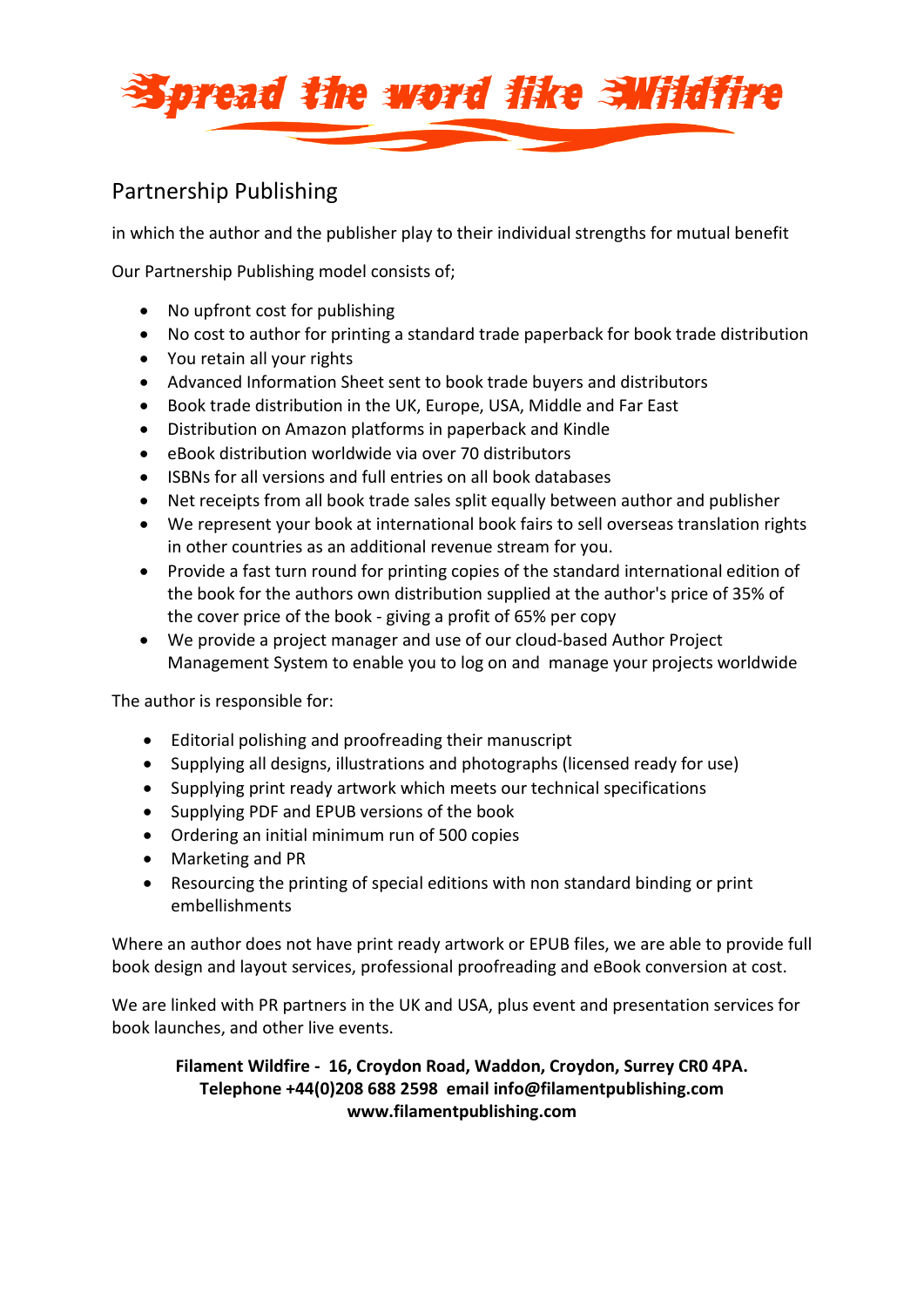# Spread the word like Wildfire

## Partnership Publishing

in which the author and the publisher play to their individual strengths for mutual benefit

Our Partnership Publishing model consists of;

- No upfront cost for publishing
- No cost to author for printing a standard trade paperback for book trade distribution
- You retain all your rights
- Advanced Information Sheet sent to book trade buyers and distributors
- Book trade distribution in the UK, Europe, USA, Middle and Far East
- Distribution on Amazon platforms in paperback and Kindle
- eBook distribution worldwide via over 70 distributors
- ISBNs for all versions and full entries on all book databases
- Net receipts from all book trade sales split equally between author and publisher
- We represent your book at international book fairs to sell overseas translation rights in other countries as an additional revenue stream for you.
- Provide a fast turn round for printing copies of the standard international edition of the book for the authors own distribution supplied at the author's price of 35% of the cover price of the book - giving a profit of 65% per copy
- We provide a project manager and use of our cloud-based Author Project Management System to enable you to log on and manage your projects worldwide

The author is responsible for:

- Editorial polishing and proofreading their manuscript
- Supplying all designs, illustrations and photographs (licensed ready for use)
- Supplying print ready artwork which meets our technical specifications
- Supplying PDF and EPUB versions of the book
- Ordering an initial minimum run of 500 copies
- Marketing and PR
- Resourcing the printing of special editions with non standard binding or print embellishments

Where an author does not have print ready artwork or EPUB files, we are able to provide full book design and layout services, professional proofreading and eBook conversion at cost.

We are linked with PR partners in the UK and USA, plus event and presentation services for book launches, and other live events.

**Filament Wildfire - 16, Croydon Road, Waddon, Croydon, Surrey CR0 4PA.**
**Telephone +44(0)208 688 2598 email info@filamentpublishing.com**
**www.filamentpublishing.com**